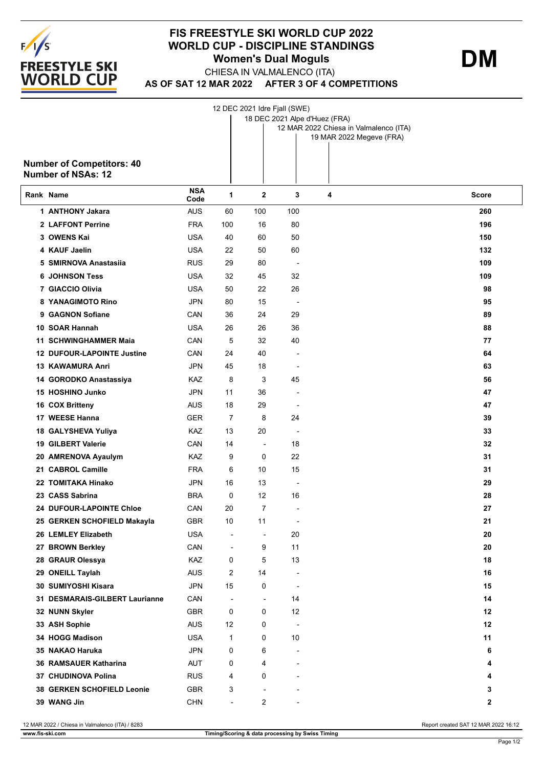# FIS FREESTYLE SKI WORLD CUP 2022
## WORLD CUP - DISCIPLINE STANDINGS
### Women's Dual Moguls

**DM**

CHIESA IN VALMALENCO (ITA)

**AS OF SAT 12 MAR 2022 AFTER 3 OF 4 COMPETITIONS**

1. 12 DEC 2021 Idre Fjall (SWE)
2. 18 DEC 2021 Alpe d'Huez (FRA)
3. 12 MAR 2022 Chiesa in Valmalenco (ITA)
4. 19 MAR 2022 Megeve (FRA)

**Number of Competitors: 40**
**Number of NSAs: 12**

| Rank | Name | NSA Code | 1 | 2 | 3 | 4 | Score |
|---|---|---|---|---|---|---|---|
| 1 | ANTHONY Jakara | AUS | 60 | 100 | 100 | | 260 |
| 2 | LAFFONT Perrine | FRA | 100 | 16 | 80 | | 196 |
| 3 | OWENS Kai | USA | 40 | 60 | 50 | | 150 |
| 4 | KAUF Jaelin | USA | 22 | 50 | 60 | | 132 |
| 5 | SMIRNOVA Anastasiia | RUS | 29 | 80 | - | | 109 |
| 6 | JOHNSON Tess | USA | 32 | 45 | 32 | | 109 |
| 7 | GIACCIO Olivia | USA | 50 | 22 | 26 | | 98 |
| 8 | YANAGIMOTO Rino | JPN | 80 | 15 | - | | 95 |
| 9 | GAGNON Sofiane | CAN | 36 | 24 | 29 | | 89 |
| 10 | SOAR Hannah | USA | 26 | 26 | 36 | | 88 |
| 11 | SCHWINGHAMMER Maia | CAN | 5 | 32 | 40 | | 77 |
| 12 | DUFOUR-LAPOINTE Justine | CAN | 24 | 40 | - | | 64 |
| 13 | KAWAMURA Anri | JPN | 45 | 18 | - | | 63 |
| 14 | GORODKO Anastassiya | KAZ | 8 | 3 | 45 | | 56 |
| 15 | HOSHINO Junko | JPN | 11 | 36 | - | | 47 |
| 16 | COX Britteny | AUS | 18 | 29 | - | | 47 |
| 17 | WEESE Hanna | GER | 7 | 8 | 24 | | 39 |
| 18 | GALYSHEVA Yuliya | KAZ | 13 | 20 | - | | 33 |
| 19 | GILBERT Valerie | CAN | 14 | - | 18 | | 32 |
| 20 | AMRENOVA Ayaulym | KAZ | 9 | 0 | 22 | | 31 |
| 21 | CABROL Camille | FRA | 6 | 10 | 15 | | 31 |
| 22 | TOMITAKA Hinako | JPN | 16 | 13 | - | | 29 |
| 23 | CASS Sabrina | BRA | 0 | 12 | 16 | | 28 |
| 24 | DUFOUR-LAPOINTE Chloe | CAN | 20 | 7 | - | | 27 |
| 25 | GERKEN SCHOFIELD Makayla | GBR | 10 | 11 | - | | 21 |
| 26 | LEMLEY Elizabeth | USA | - | - | 20 | | 20 |
| 27 | BROWN Berkley | CAN | - | 9 | 11 | | 20 |
| 28 | GRAUR Olessya | KAZ | 0 | 5 | 13 | | 18 |
| 29 | ONEILL Taylah | AUS | 2 | 14 | - | | 16 |
| 30 | SUMIYOSHI Kisara | JPN | 15 | 0 | - | | 15 |
| 31 | DESMARAIS-GILBERT Laurianne | CAN | - | - | 14 | | 14 |
| 32 | NUNN Skyler | GBR | 0 | 0 | 12 | | 12 |
| 33 | ASH Sophie | AUS | 12 | 0 | - | | 12 |
| 34 | HOGG Madison | USA | 1 | 0 | 10 | | 11 |
| 35 | NAKAO Haruka | JPN | 0 | 6 | - | | 6 |
| 36 | RAMSAUER Katharina | AUT | 0 | 4 | - | | 4 |
| 37 | CHUDINOVA Polina | RUS | 4 | 0 | - | | 4 |
| 38 | GERKEN SCHOFIELD Leonie | GBR | 3 | - | - | | 3 |
| 39 | WANG Jin | CHN | - | 2 | - | | 2 |

12 MAR 2022 / Chiesa in Valmalenco (ITA) / 8283

Report created SAT 12 MAR 2022 16:12

www.fis-ski.com

Timing/Scoring & data processing by Swiss Timing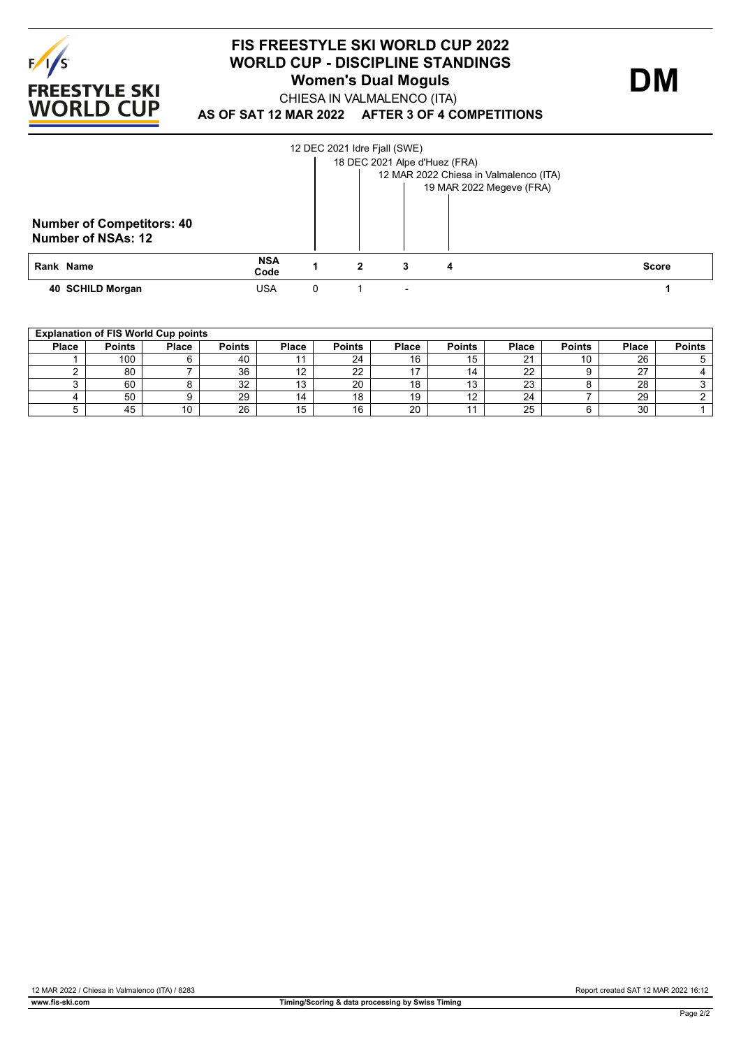# FIS FREESTYLE SKI WORLD CUP 2022
## WORLD CUP - DISCIPLINE STANDINGS
### Women's Dual Moguls

**DM**

CHIESA IN VALMALENCO (ITA)

**AS OF SAT 12 MAR 2022 AFTER 3 OF 4 COMPETITIONS**

1: 12 DEC 2021 Idre Fjall (SWE)
2: 18 DEC 2021 Alpe d'Huez (FRA)
3: 12 MAR 2022 Chiesa in Valmalenco (ITA)
4: 19 MAR 2022 Megeve (FRA)

**Number of Competitors: 40**
**Number of NSAs: 12**

| Rank | Name | NSA Code | 1 | 2 | 3 | 4 | Score |
|---|---|---|---|---|---|---|---|
| 40 | SCHILD Morgan | USA | 0 | 1 | - | | 1 |

**Explanation of FIS World Cup points**

| Place | Points | Place | Points | Place | Points | Place | Points | Place | Points | Place | Points |
|---|---|---|---|---|---|---|---|---|---|---|---|
| 1 | 100 | 6 | 40 | 11 | 24 | 16 | 15 | 21 | 10 | 26 | 5 |
| 2 | 80 | 7 | 36 | 12 | 22 | 17 | 14 | 22 | 9 | 27 | 4 |
| 3 | 60 | 8 | 32 | 13 | 20 | 18 | 13 | 23 | 8 | 28 | 3 |
| 4 | 50 | 9 | 29 | 14 | 18 | 19 | 12 | 24 | 7 | 29 | 2 |
| 5 | 45 | 10 | 26 | 15 | 16 | 20 | 11 | 25 | 6 | 30 | 1 |

12 MAR 2022 / Chiesa in Valmalenco (ITA) / 8283

Report created SAT 12 MAR 2022 16:12

www.fis-ski.com

Timing/Scoring & data processing by Swiss Timing